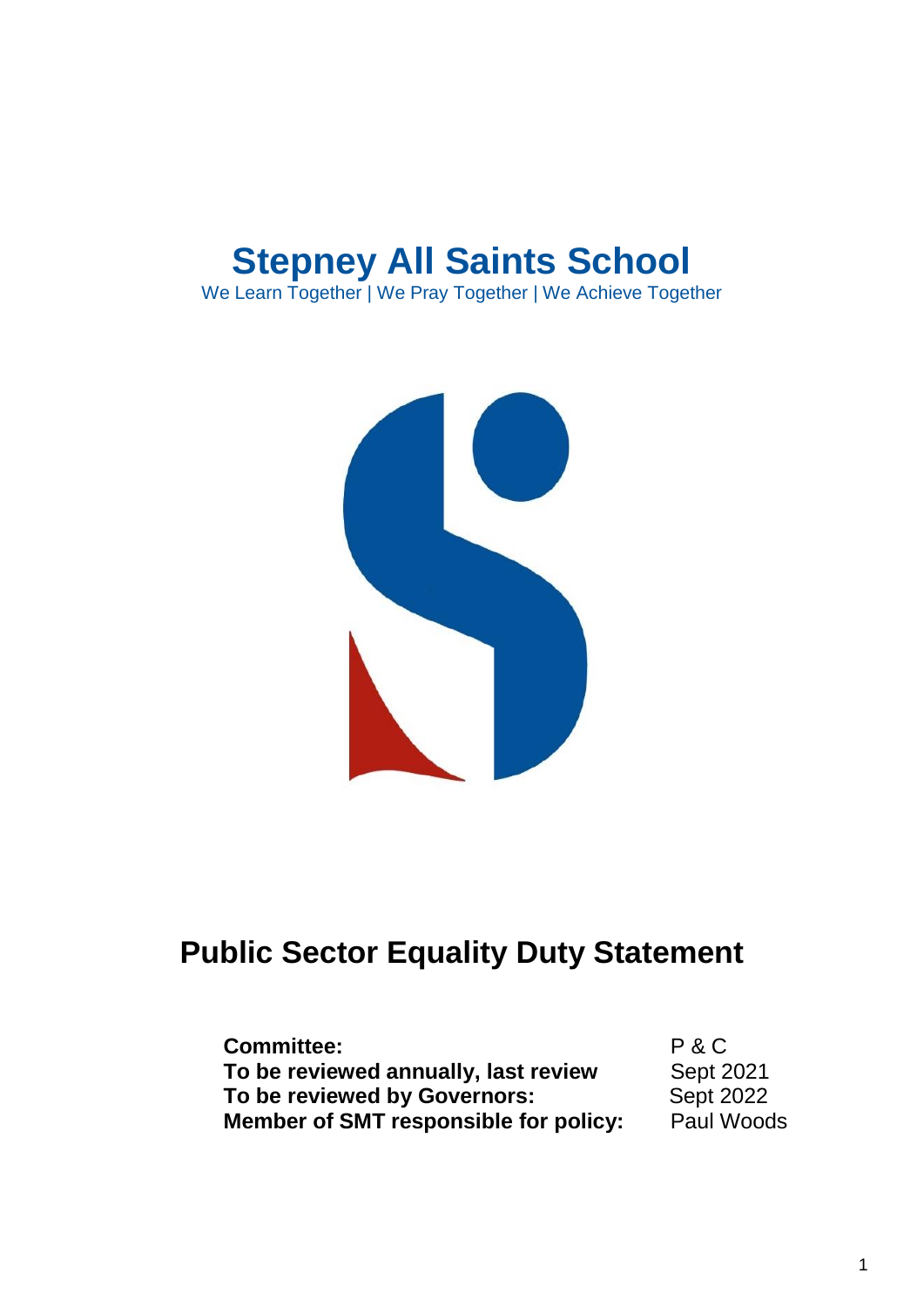# Stepney All Saints School

We Learn Together | We Pray Together | We Achieve Together

## Public Sector Equality Duty Statement

| | |
|---|---|
| **Committee:** | P & C |
| **To be reviewed annually, last review** | Sept 2021 |
| **To be reviewed by Governors:** | Sept 2022 |
| **Member of SMT responsible for policy:** | Paul Woods |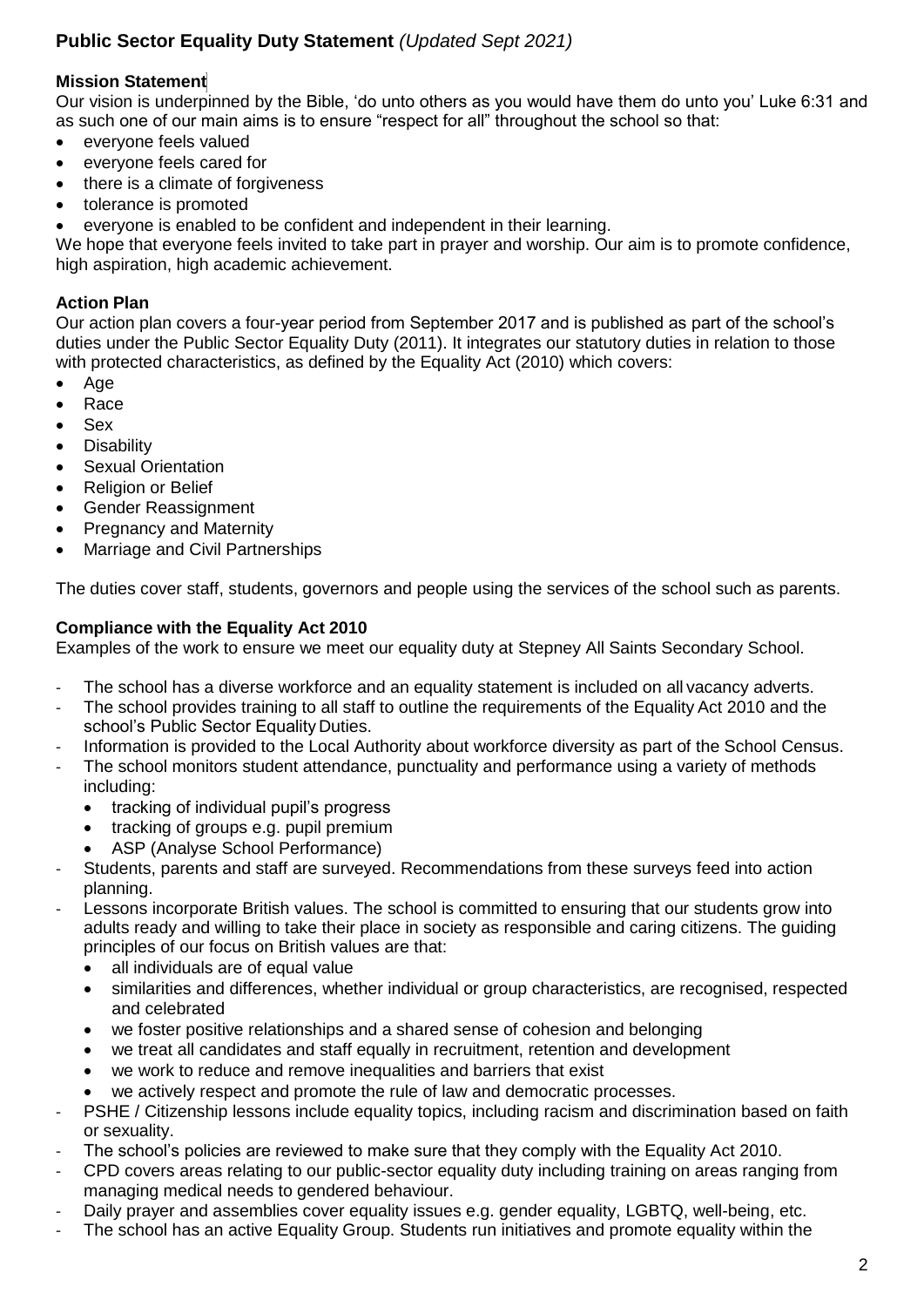## Public Sector Equality Duty Statement *(Updated Sept 2021)*

### Mission Statement

Our vision is underpinned by the Bible, 'do unto others as you would have them do unto you' Luke 6:31 and as such one of our main aims is to ensure "respect for all" throughout the school so that:

- everyone feels valued
- everyone feels cared for
- there is a climate of forgiveness
- tolerance is promoted
- everyone is enabled to be confident and independent in their learning.

We hope that everyone feels invited to take part in prayer and worship. Our aim is to promote confidence, high aspiration, high academic achievement.

### Action Plan

Our action plan covers a four-year period from September 2017 and is published as part of the school's duties under the Public Sector Equality Duty (2011). It integrates our statutory duties in relation to those with protected characteristics, as defined by the Equality Act (2010) which covers:

- Age
- Race
- Sex
- Disability
- Sexual Orientation
- Religion or Belief
- Gender Reassignment
- Pregnancy and Maternity
- Marriage and Civil Partnerships

The duties cover staff, students, governors and people using the services of the school such as parents.

### Compliance with the Equality Act 2010

Examples of the work to ensure we meet our equality duty at Stepney All Saints Secondary School.

- The school has a diverse workforce and an equality statement is included on all vacancy adverts.
- The school provides training to all staff to outline the requirements of the Equality Act 2010 and the school's Public Sector Equality Duties.
- Information is provided to the Local Authority about workforce diversity as part of the School Census.
- The school monitors student attendance, punctuality and performance using a variety of methods including:
  - tracking of individual pupil's progress
  - tracking of groups e.g. pupil premium
  - ASP (Analyse School Performance)
- Students, parents and staff are surveyed. Recommendations from these surveys feed into action planning.
- Lessons incorporate British values. The school is committed to ensuring that our students grow into adults ready and willing to take their place in society as responsible and caring citizens. The guiding principles of our focus on British values are that:
  - all individuals are of equal value
  - similarities and differences, whether individual or group characteristics, are recognised, respected and celebrated
  - we foster positive relationships and a shared sense of cohesion and belonging
  - we treat all candidates and staff equally in recruitment, retention and development
  - we work to reduce and remove inequalities and barriers that exist
  - we actively respect and promote the rule of law and democratic processes.
- PSHE / Citizenship lessons include equality topics, including racism and discrimination based on faith or sexuality.
- The school's policies are reviewed to make sure that they comply with the Equality Act 2010.
- CPD covers areas relating to our public-sector equality duty including training on areas ranging from managing medical needs to gendered behaviour.
- Daily prayer and assemblies cover equality issues e.g. gender equality, LGBTQ, well-being, etc.
- The school has an active Equality Group. Students run initiatives and promote equality within the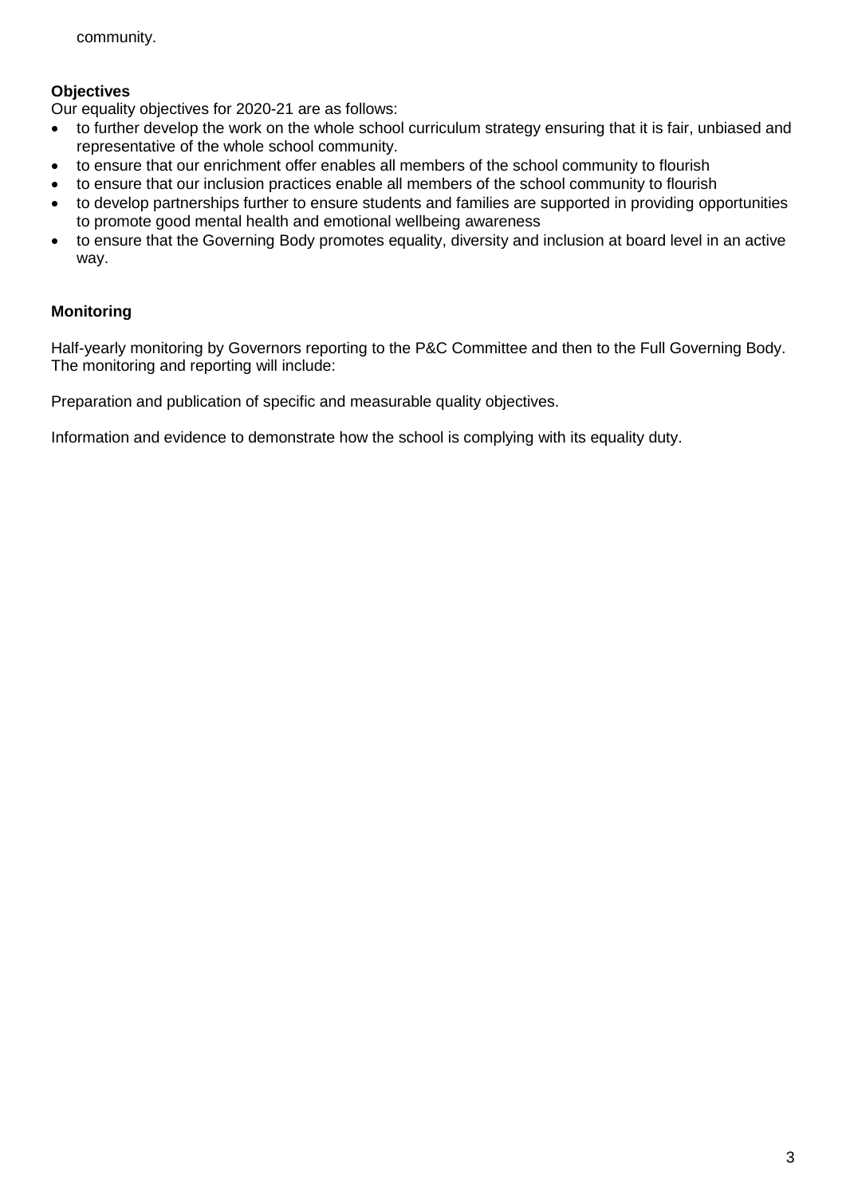community.

**Objectives**

Our equality objectives for 2020-21 are as follows:

- to further develop the work on the whole school curriculum strategy ensuring that it is fair, unbiased and representative of the whole school community.
- to ensure that our enrichment offer enables all members of the school community to flourish
- to ensure that our inclusion practices enable all members of the school community to flourish
- to develop partnerships further to ensure students and families are supported in providing opportunities to promote good mental health and emotional wellbeing awareness
- to ensure that the Governing Body promotes equality, diversity and inclusion at board level in an active way.

**Monitoring**

Half-yearly monitoring by Governors reporting to the P&C Committee and then to the Full Governing Body. The monitoring and reporting will include:

Preparation and publication of specific and measurable quality objectives.

Information and evidence to demonstrate how the school is complying with its equality duty.